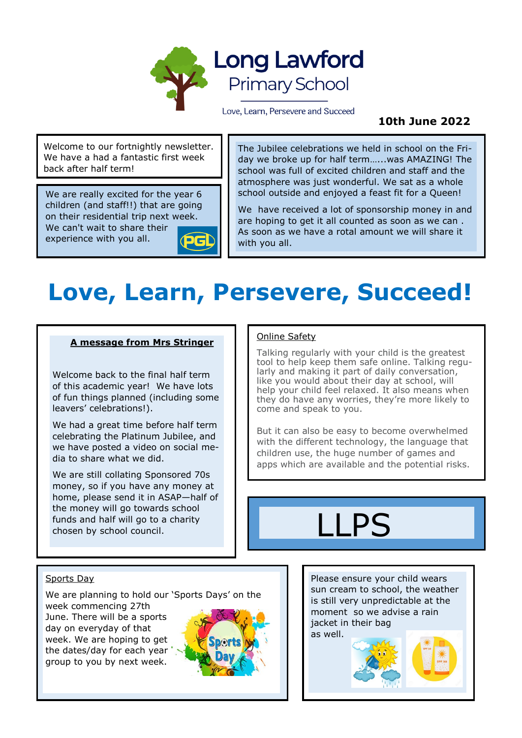# Long Lawford Primary School

Love, Learn, Persevere and Succeed

**10th June 2022**

Welcome to our fortnightly newsletter. We have a had a fantastic first week back after half term!

We are really excited for the year 6 children (and staff!!) that are going on their residential trip next week. We can't wait to share their experience with you all.

PGL

The Jubilee celebrations we held in school on the Friday we broke up for half term…...was AMAZING! The school was full of excited children and staff and the atmosphere was just wonderful. We sat as a whole school outside and enjoyed a feast fit for a Queen!

We have received a lot of sponsorship money in and are hoping to get it all counted as soon as we can . As soon as we have a rotal amount we will share it with you all.

# Love, Learn, Persevere, Succeed!

**A message from Mrs Stringer**

Welcome back to the final half term of this academic year! We have lots of fun things planned (including some leavers' celebrations!).

We had a great time before half term celebrating the Platinum Jubilee, and we have posted a video on social media to share what we did.

We are still collating Sponsored 70s money, so if you have any money at home, please send it in ASAP—half of the money will go towards school funds and half will go to a charity chosen by school council.

Online Safety

Talking regularly with your child is the greatest tool to help keep them safe online. Talking regularly and making it part of daily conversation, like you would about their day at school, will help your child feel relaxed. It also means when they do have any worries, they're more likely to come and speak to you.

But it can also be easy to become overwhelmed with the different technology, the language that children use, the huge number of games and apps which are available and the potential risks.

LLPS

Sports Day

We are planning to hold our 'Sports Days' on the week commencing 27th June. There will be a sports day on everyday of that week. We are hoping to get the dates/day for each year group to you by next week.

Please ensure your child wears sun cream to school, the weather is still very unpredictable at the moment so we advise a rain jacket in their bag as well.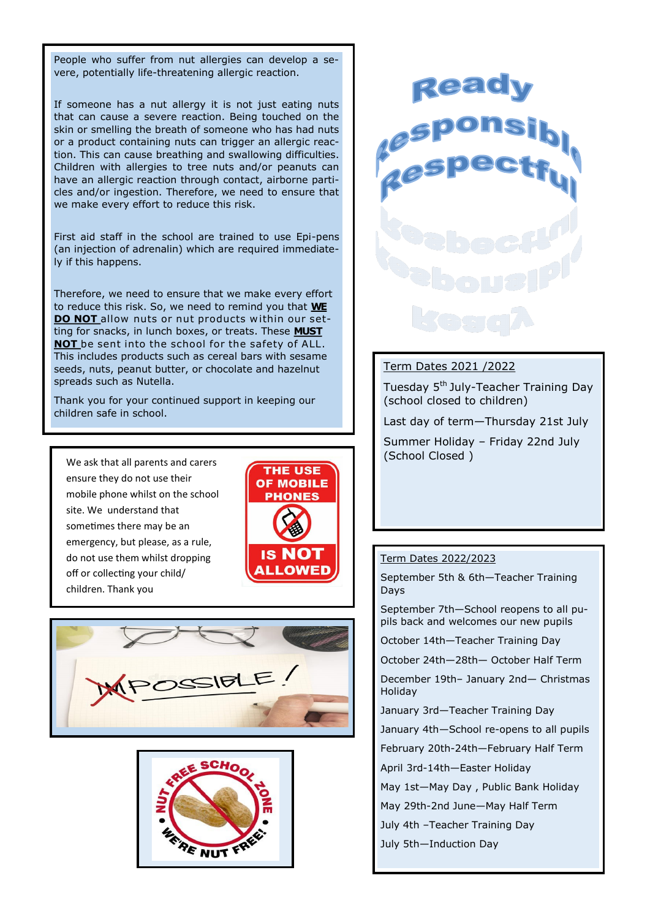People who suffer from nut allergies can develop a severe, potentially life-threatening allergic reaction.

If someone has a nut allergy it is not just eating nuts that can cause a severe reaction. Being touched on the skin or smelling the breath of someone who has had nuts or a product containing nuts can trigger an allergic reaction. This can cause breathing and swallowing difficulties. Children with allergies to tree nuts and/or peanuts can have an allergic reaction through contact, airborne particles and/or ingestion. Therefore, we need to ensure that we make every effort to reduce this risk.

First aid staff in the school are trained to use Epi-pens (an injection of adrenalin) which are required immediately if this happens.

Therefore, we need to ensure that we make every effort to reduce this risk. So, we need to remind you that **WE DO NOT** allow nuts or nut products within our setting for snacks, in lunch boxes, or treats. These **MUST NOT** be sent into the school for the safety of ALL. This includes products such as cereal bars with sesame seeds, nuts, peanut butter, or chocolate and hazelnut spreads such as Nutella.

Thank you for your continued support in keeping our children safe in school.

We ask that all parents and carers ensure they do not use their mobile phone whilst on the school site. We understand that sometimes there may be an emergency, but please, as a rule, do not use them whilst dropping off or collecting your child/ children. Thank you

THE USE OF MOBILE PHONES IS NOT ALLOWED

NUT FREE SCHOOL ZONE • WE'RE NUT FREE!

Ready
Responsible
Respectful

Term Dates 2021 /2022

Tuesday 5th July-Teacher Training Day (school closed to children)

Last day of term—Thursday 21st July

Summer Holiday – Friday 22nd July (School Closed )

Term Dates 2022/2023

September 5th & 6th—Teacher Training Days

September 7th—School reopens to all pupils back and welcomes our new pupils

October 14th—Teacher Training Day

October 24th—28th— October Half Term

December 19th– January 2nd— Christmas Holiday

January 3rd—Teacher Training Day

January 4th—School re-opens to all pupils

February 20th-24th—February Half Term

April 3rd-14th—Easter Holiday

May 1st—May Day , Public Bank Holiday

May 29th-2nd June—May Half Term

July 4th –Teacher Training Day

July 5th—Induction Day